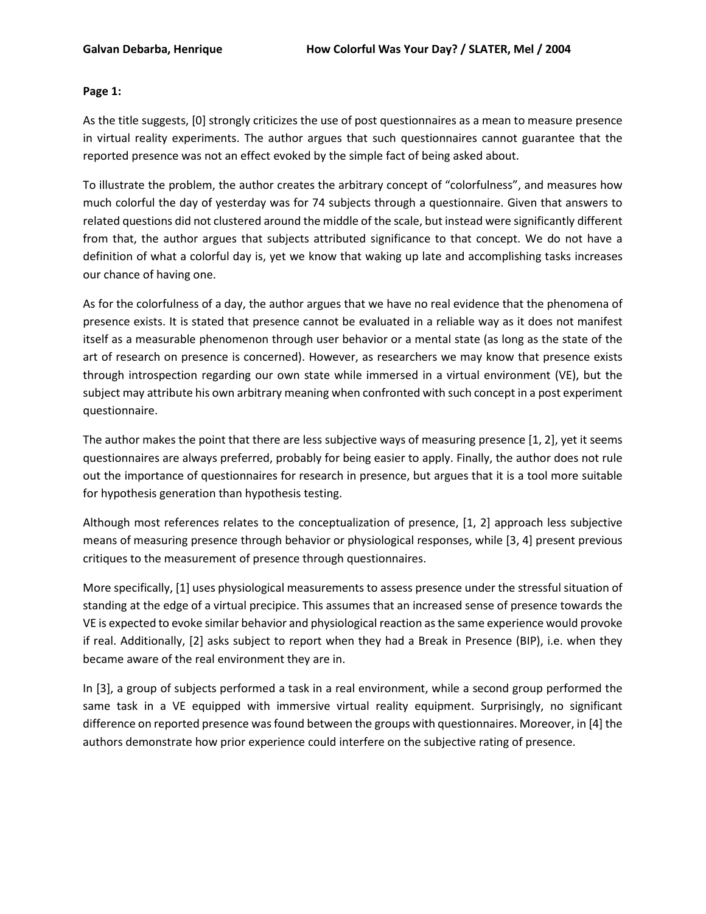**Page 1:**

As the title suggests, [0] strongly criticizes the use of post questionnaires as a mean to measure presence in virtual reality experiments. The author argues that such questionnaires cannot guarantee that the reported presence was not an effect evoked by the simple fact of being asked about.

To illustrate the problem, the author creates the arbitrary concept of "colorfulness", and measures how much colorful the day of yesterday was for 74 subjects through a questionnaire. Given that answers to related questions did not clustered around the middle of the scale, but instead were significantly different from that, the author argues that subjects attributed significance to that concept. We do not have a definition of what a colorful day is, yet we know that waking up late and accomplishing tasks increases our chance of having one.

As for the colorfulness of a day, the author argues that we have no real evidence that the phenomena of presence exists. It is stated that presence cannot be evaluated in a reliable way as it does not manifest itself as a measurable phenomenon through user behavior or a mental state (as long as the state of the art of research on presence is concerned). However, as researchers we may know that presence exists through introspection regarding our own state while immersed in a virtual environment (VE), but the subject may attribute his own arbitrary meaning when confronted with such concept in a post experiment questionnaire.

The author makes the point that there are less subjective ways of measuring presence [1, 2], yet it seems questionnaires are always preferred, probably for being easier to apply. Finally, the author does not rule out the importance of questionnaires for research in presence, but argues that it is a tool more suitable for hypothesis generation than hypothesis testing.

Although most references relates to the conceptualization of presence, [1, 2] approach less subjective means of measuring presence through behavior or physiological responses, while [3, 4] present previous critiques to the measurement of presence through questionnaires.

More specifically, [1] uses physiological measurements to assess presence under the stressful situation of standing at the edge of a virtual precipice. This assumes that an increased sense of presence towards the VE is expected to evoke similar behavior and physiological reaction as the same experience would provoke if real. Additionally, [2] asks subject to report when they had a Break in Presence (BIP), i.e. when they became aware of the real environment they are in.

In [3], a group of subjects performed a task in a real environment, while a second group performed the same task in a VE equipped with immersive virtual reality equipment. Surprisingly, no significant difference on reported presence was found between the groups with questionnaires. Moreover, in [4] the authors demonstrate how prior experience could interfere on the subjective rating of presence.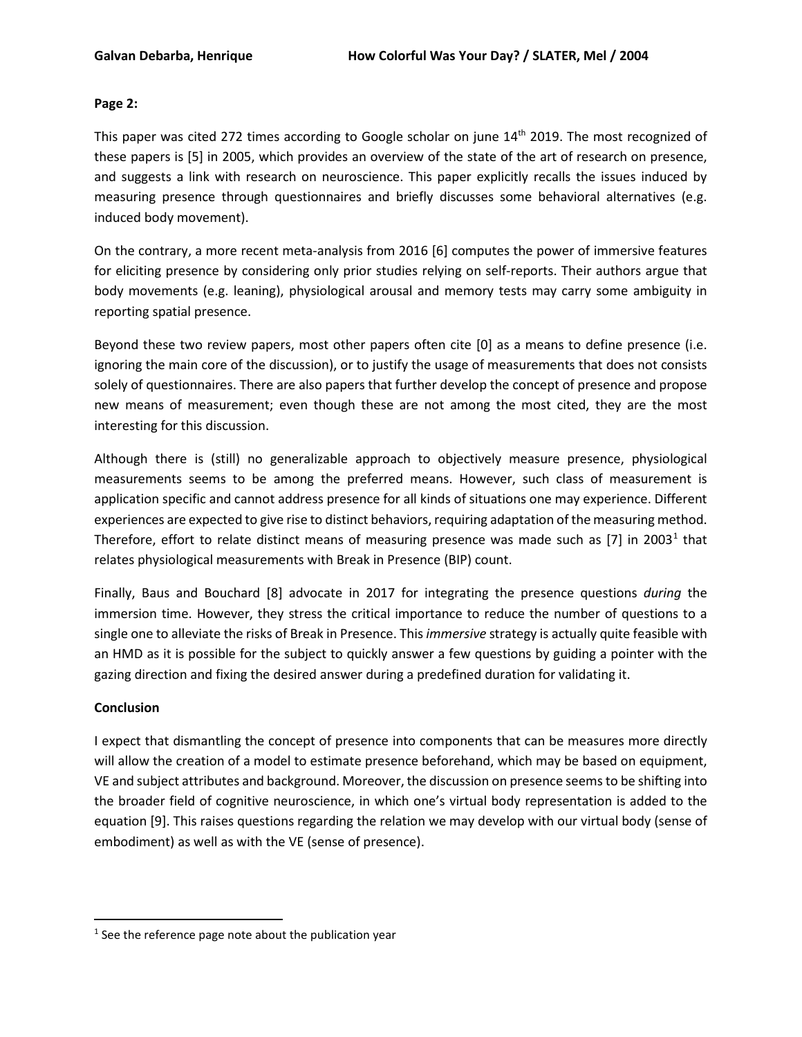**Page 2:**

This paper was cited 272 times according to Google scholar on june 14th 2019. The most recognized of these papers is [5] in 2005, which provides an overview of the state of the art of research on presence, and suggests a link with research on neuroscience. This paper explicitly recalls the issues induced by measuring presence through questionnaires and briefly discusses some behavioral alternatives (e.g. induced body movement).

On the contrary, a more recent meta-analysis from 2016 [6] computes the power of immersive features for eliciting presence by considering only prior studies relying on self-reports. Their authors argue that body movements (e.g. leaning), physiological arousal and memory tests may carry some ambiguity in reporting spatial presence.

Beyond these two review papers, most other papers often cite [0] as a means to define presence (i.e. ignoring the main core of the discussion), or to justify the usage of measurements that does not consists solely of questionnaires. There are also papers that further develop the concept of presence and propose new means of measurement; even though these are not among the most cited, they are the most interesting for this discussion.

Although there is (still) no generalizable approach to objectively measure presence, physiological measurements seems to be among the preferred means. However, such class of measurement is application specific and cannot address presence for all kinds of situations one may experience. Different experiences are expected to give rise to distinct behaviors, requiring adaptation of the measuring method. Therefore, effort to relate distinct means of measuring presence was made such as [7] in 2003[1] that relates physiological measurements with Break in Presence (BIP) count.

Finally, Baus and Bouchard [8] advocate in 2017 for integrating the presence questions *during* the immersion time. However, they stress the critical importance to reduce the number of questions to a single one to alleviate the risks of Break in Presence. This *immersive* strategy is actually quite feasible with an HMD as it is possible for the subject to quickly answer a few questions by guiding a pointer with the gazing direction and fixing the desired answer during a predefined duration for validating it.

**Conclusion**

I expect that dismantling the concept of presence into components that can be measures more directly will allow the creation of a model to estimate presence beforehand, which may be based on equipment, VE and subject attributes and background. Moreover, the discussion on presence seems to be shifting into the broader field of cognitive neuroscience, in which one's virtual body representation is added to the equation [9]. This raises questions regarding the relation we may develop with our virtual body (sense of embodiment) as well as with the VE (sense of presence).

[1] See the reference page note about the publication year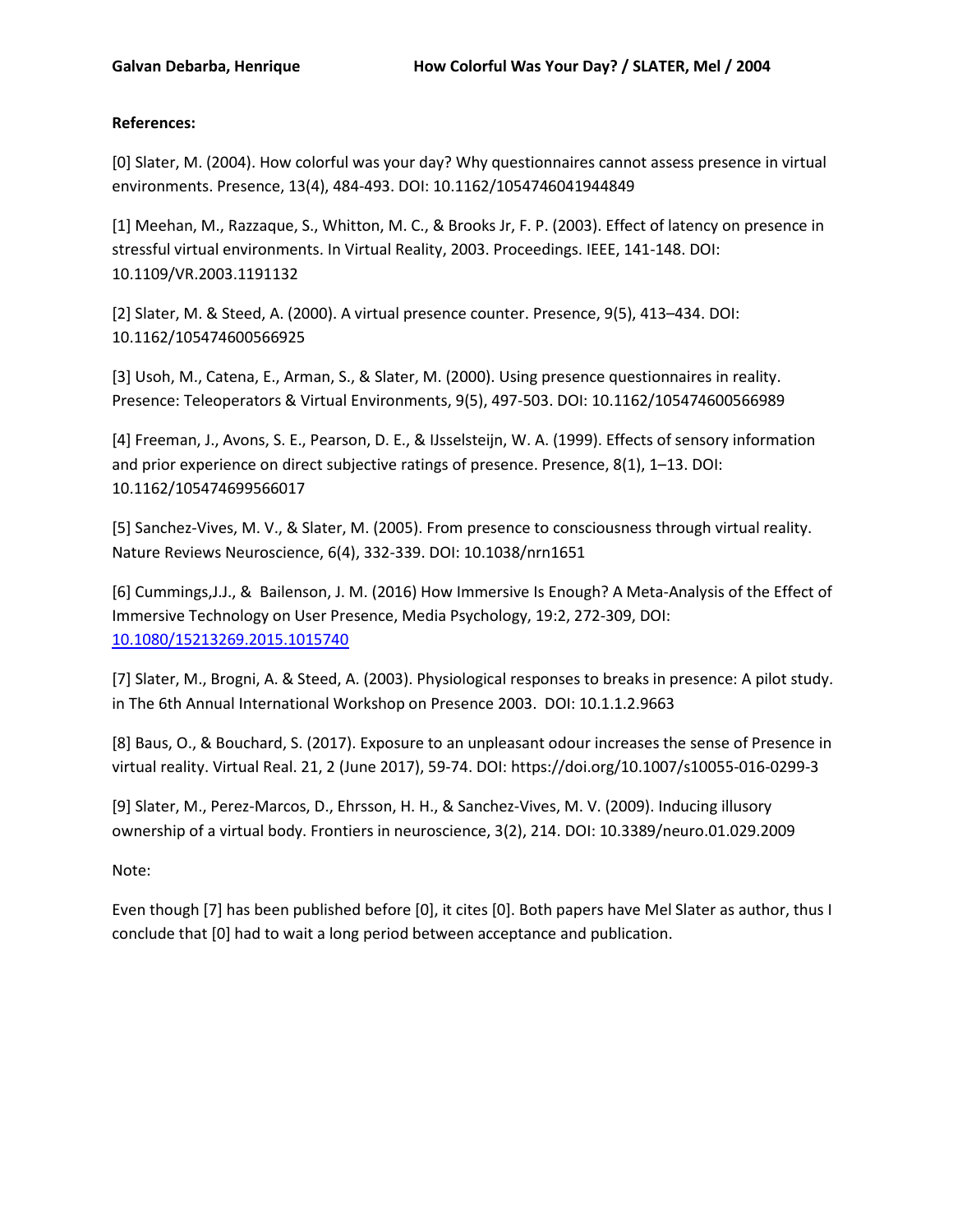**References:**

[0] Slater, M. (2004). How colorful was your day? Why questionnaires cannot assess presence in virtual environments. Presence, 13(4), 484-493. DOI: 10.1162/1054746041944849

[1] Meehan, M., Razzaque, S., Whitton, M. C., & Brooks Jr, F. P. (2003). Effect of latency on presence in stressful virtual environments. In Virtual Reality, 2003. Proceedings. IEEE, 141-148. DOI: 10.1109/VR.2003.1191132

[2] Slater, M. & Steed, A. (2000). A virtual presence counter. Presence, 9(5), 413–434. DOI: 10.1162/105474600566925

[3] Usoh, M., Catena, E., Arman, S., & Slater, M. (2000). Using presence questionnaires in reality. Presence: Teleoperators & Virtual Environments, 9(5), 497-503. DOI: 10.1162/105474600566989

[4] Freeman, J., Avons, S. E., Pearson, D. E., & IJsselsteijn, W. A. (1999). Effects of sensory information and prior experience on direct subjective ratings of presence. Presence, 8(1), 1–13. DOI: 10.1162/105474699566017

[5] Sanchez-Vives, M. V., & Slater, M. (2005). From presence to consciousness through virtual reality. Nature Reviews Neuroscience, 6(4), 332-339. DOI: 10.1038/nrn1651

[6] Cummings,J.J., & Bailenson, J. M. (2016) How Immersive Is Enough? A Meta-Analysis of the Effect of Immersive Technology on User Presence, Media Psychology, 19:2, 272-309, DOI: 10.1080/15213269.2015.1015740

[7] Slater, M., Brogni, A. & Steed, A. (2003). Physiological responses to breaks in presence: A pilot study. in The 6th Annual International Workshop on Presence 2003. DOI: 10.1.1.2.9663

[8] Baus, O., & Bouchard, S. (2017). Exposure to an unpleasant odour increases the sense of Presence in virtual reality. Virtual Real. 21, 2 (June 2017), 59-74. DOI: https://doi.org/10.1007/s10055-016-0299-3

[9] Slater, M., Perez-Marcos, D., Ehrsson, H. H., & Sanchez-Vives, M. V. (2009). Inducing illusory ownership of a virtual body. Frontiers in neuroscience, 3(2), 214. DOI: 10.3389/neuro.01.029.2009

Note:

Even though [7] has been published before [0], it cites [0]. Both papers have Mel Slater as author, thus I conclude that [0] had to wait a long period between acceptance and publication.